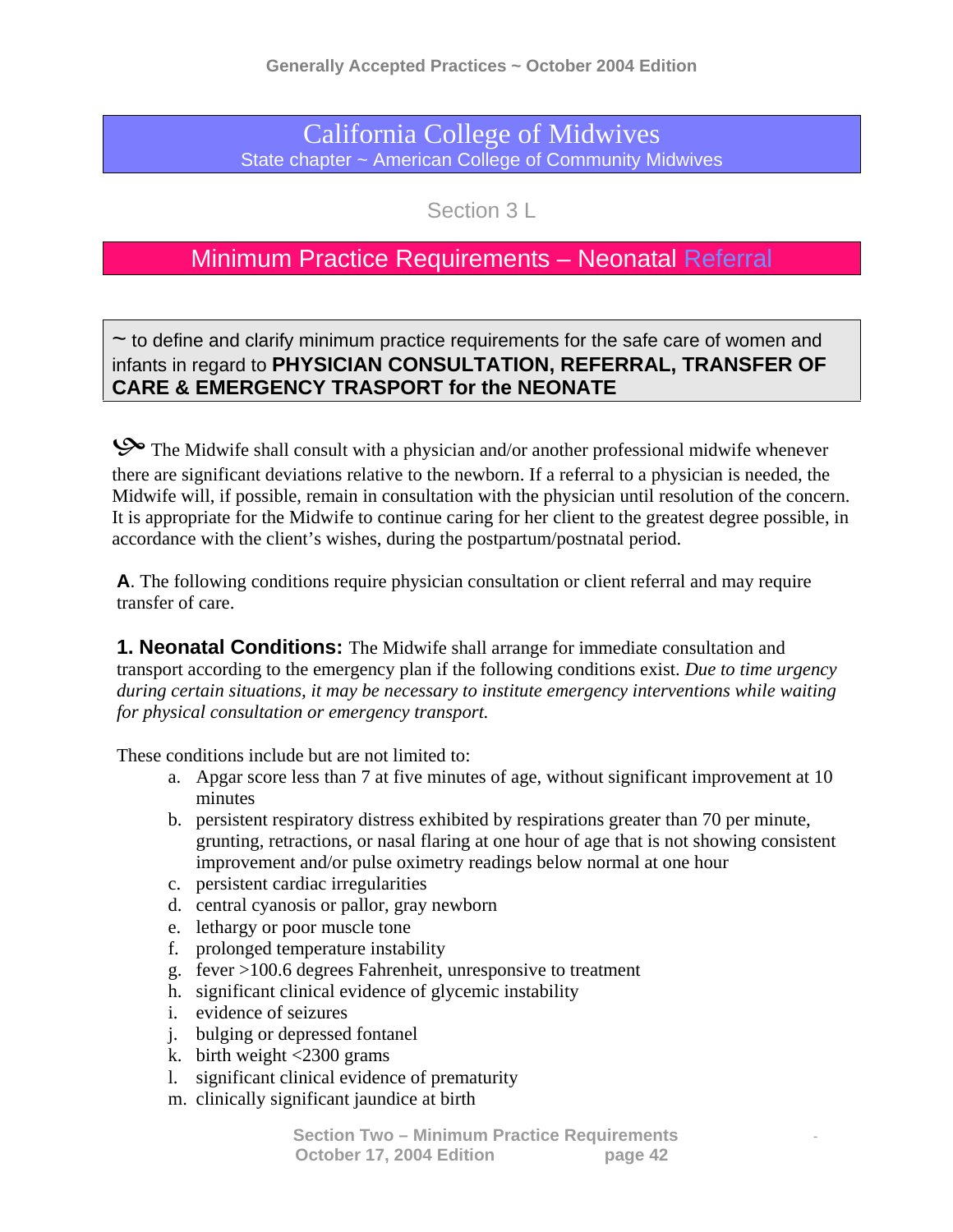# California College of Midwives

State chapter ~ American College of Community Midwives

Section 3 L

## Minimum Practice Requirements – Neonatal Referral

~ to define and clarify minimum practice requirements for the safe care of women and infants in regard to **PHYSICIAN CONSULTATION, REFERRAL, TRANSFER OF CARE & EMERGENCY TRASPORT for the NEONATE**

The Midwife shall consult with a physician and/or another professional midwife whenever there are significant deviations relative to the newborn. If a referral to a physician is needed, the Midwife will, if possible, remain in consultation with the physician until resolution of the concern. It is appropriate for the Midwife to continue caring for her client to the greatest degree possible, in accordance with the client's wishes, during the postpartum/postnatal period.

**A**. The following conditions require physician consultation or client referral and may require transfer of care.

**1. Neonatal Conditions:** The Midwife shall arrange for immediate consultation and transport according to the emergency plan if the following conditions exist. *Due to time urgency during certain situations, it may be necessary to institute emergency interventions while waiting for physical consultation or emergency transport.*

These conditions include but are not limited to:

a. Apgar score less than 7 at five minutes of age, without significant improvement at 10 minutes
b. persistent respiratory distress exhibited by respirations greater than 70 per minute, grunting, retractions, or nasal flaring at one hour of age that is not showing consistent improvement and/or pulse oximetry readings below normal at one hour
c. persistent cardiac irregularities
d. central cyanosis or pallor, gray newborn
e. lethargy or poor muscle tone
f. prolonged temperature instability
g. fever >100.6 degrees Fahrenheit, unresponsive to treatment
h. significant clinical evidence of glycemic instability
i. evidence of seizures
j. bulging or depressed fontanel
k. birth weight <2300 grams
l. significant clinical evidence of prematurity
m. clinically significant jaundice at birth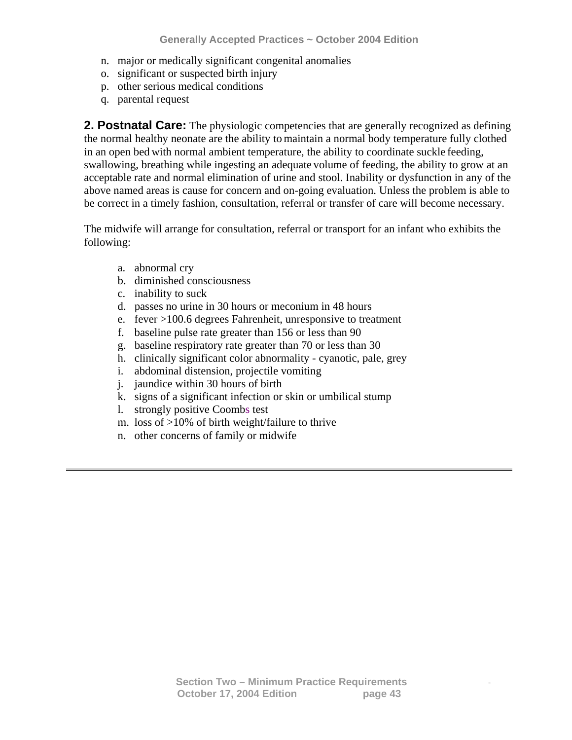n. major or medically significant congenital anomalies
o. significant or suspected birth injury
p. other serious medical conditions
q. parental request

**2. Postnatal Care:** The physiologic competencies that are generally recognized as defining the normal healthy neonate are the ability to maintain a normal body temperature fully clothed in an open bed with normal ambient temperature, the ability to coordinate suckle feeding, swallowing, breathing while ingesting an adequate volume of feeding, the ability to grow at an acceptable rate and normal elimination of urine and stool. Inability or dysfunction in any of the above named areas is cause for concern and on-going evaluation. Unless the problem is able to be correct in a timely fashion, consultation, referral or transfer of care will become necessary.

The midwife will arrange for consultation, referral or transport for an infant who exhibits the following:

a. abnormal cry
b. diminished consciousness
c. inability to suck
d. passes no urine in 30 hours or meconium in 48 hours
e. fever >100.6 degrees Fahrenheit, unresponsive to treatment
f. baseline pulse rate greater than 156 or less than 90
g. baseline respiratory rate greater than 70 or less than 30
h. clinically significant color abnormality - cyanotic, pale, grey
i. abdominal distension, projectile vomiting
j. jaundice within 30 hours of birth
k. signs of a significant infection or skin or umbilical stump
l. strongly positive Coombs test
m. loss of >10% of birth weight/failure to thrive
n. other concerns of family or midwife